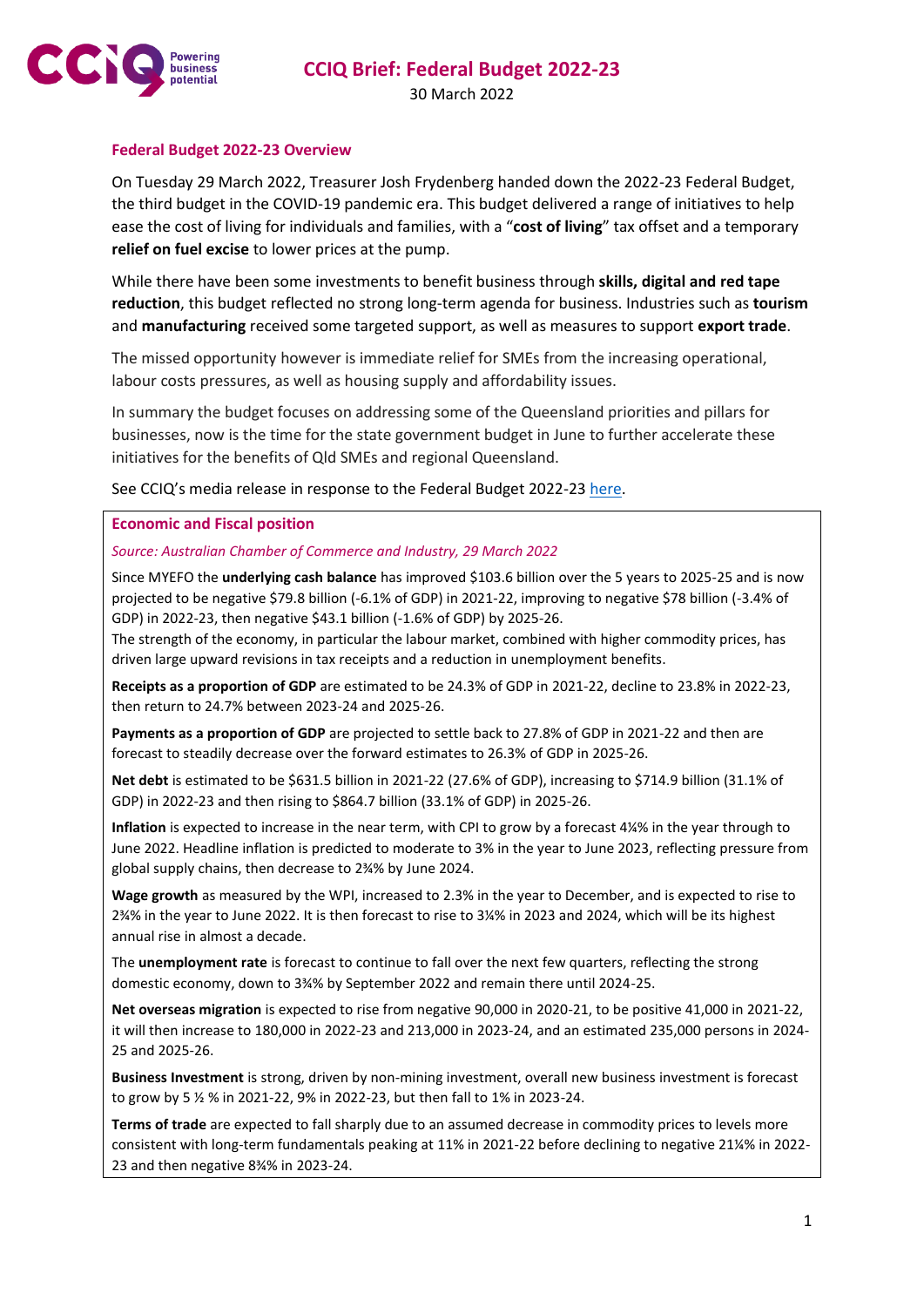# CCIQ Brief: Federal Budget 2022-23

30 March 2022

## Federal Budget 2022-23 Overview

On Tuesday 29 March 2022, Treasurer Josh Frydenberg handed down the 2022-23 Federal Budget, the third budget in the COVID-19 pandemic era. This budget delivered a range of initiatives to help ease the cost of living for individuals and families, with a "**cost of living**" tax offset and a temporary **relief on fuel excise** to lower prices at the pump.

While there have been some investments to benefit business through **skills, digital and red tape reduction**, this budget reflected no strong long-term agenda for business. Industries such as **tourism** and **manufacturing** received some targeted support, as well as measures to support **export trade**.

The missed opportunity however is immediate relief for SMEs from the increasing operational, labour costs pressures, as well as housing supply and affordability issues.

In summary the budget focuses on addressing some of the Queensland priorities and pillars for businesses, now is the time for the state government budget in June to further accelerate these initiatives for the benefits of Qld SMEs and regional Queensland.

See CCIQ's media release in response to the Federal Budget 2022-23 here.

## Economic and Fiscal position

*Source: Australian Chamber of Commerce and Industry, 29 March 2022*

Since MYEFO the **underlying cash balance** has improved $103.6 billion over the 5 years to 2025-25 and is now projected to be negative $79.8 billion (-6.1% of GDP) in 2021-22, improving to negative $78 billion (-3.4% of GDP) in 2022-23, then negative $43.1 billion (-1.6% of GDP) by 2025-26.
The strength of the economy, in particular the labour market, combined with higher commodity prices, has driven large upward revisions in tax receipts and a reduction in unemployment benefits.

**Receipts as a proportion of GDP** are estimated to be 24.3% of GDP in 2021-22, decline to 23.8% in 2022-23, then return to 24.7% between 2023-24 and 2025-26.

**Payments as a proportion of GDP** are projected to settle back to 27.8% of GDP in 2021-22 and then are forecast to steadily decrease over the forward estimates to 26.3% of GDP in 2025-26.

**Net debt** is estimated to be $631.5 billion in 2021-22 (27.6% of GDP), increasing to $714.9 billion (31.1% of GDP) in 2022-23 and then rising to $864.7 billion (33.1% of GDP) in 2025-26.

**Inflation** is expected to increase in the near term, with CPI to grow by a forecast 4¼% in the year through to June 2022. Headline inflation is predicted to moderate to 3% in the year to June 2023, reflecting pressure from global supply chains, then decrease to 2¾% by June 2024.

**Wage growth** as measured by the WPI, increased to 2.3% in the year to December, and is expected to rise to 2¾% in the year to June 2022. It is then forecast to rise to 3¼% in 2023 and 2024, which will be its highest annual rise in almost a decade.

The **unemployment rate** is forecast to continue to fall over the next few quarters, reflecting the strong domestic economy, down to 3¾% by September 2022 and remain there until 2024-25.

**Net overseas migration** is expected to rise from negative 90,000 in 2020-21, to be positive 41,000 in 2021-22, it will then increase to 180,000 in 2022-23 and 213,000 in 2023-24, and an estimated 235,000 persons in 2024-25 and 2025-26.

**Business Investment** is strong, driven by non-mining investment, overall new business investment is forecast to grow by 5 ½ % in 2021-22, 9% in 2022-23, but then fall to 1% in 2023-24.

**Terms of trade** are expected to fall sharply due to an assumed decrease in commodity prices to levels more consistent with long-term fundamentals peaking at 11% in 2021-22 before declining to negative 21¼% in 2022-23 and then negative 8¾% in 2023-24.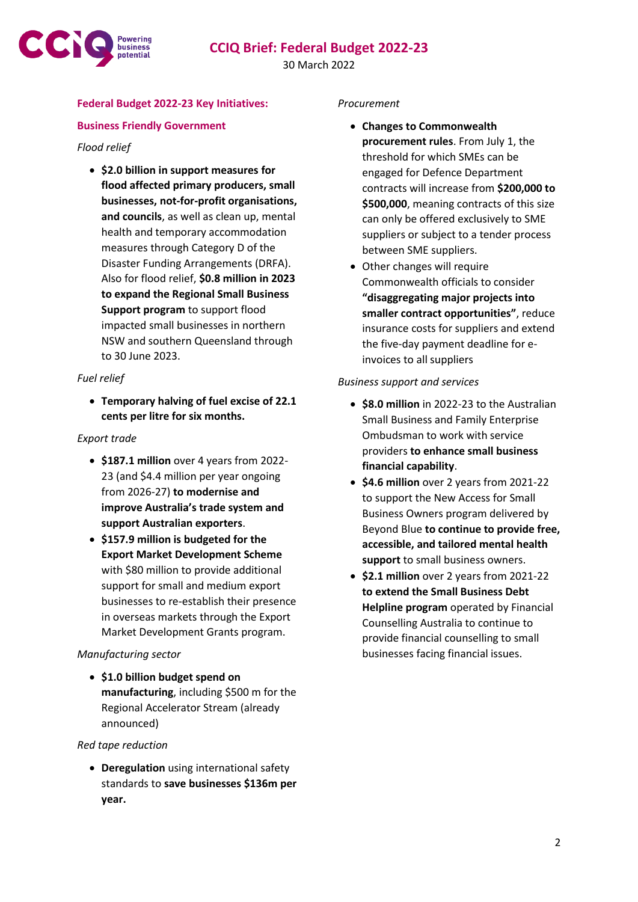## Federal Budget 2022-23 Key Initiatives:

### Business Friendly Government

*Flood relief*

- **$2.0 billion in support measures for flood affected primary producers, small businesses, not-for-profit organisations, and councils**, as well as clean up, mental health and temporary accommodation measures through Category D of the Disaster Funding Arrangements (DRFA). Also for flood relief, **$0.8 million in 2023 to expand the Regional Small Business Support program** to support flood impacted small businesses in northern NSW and southern Queensland through to 30 June 2023.

*Fuel relief*

- **Temporary halving of fuel excise of 22.1 cents per litre for six months.**

*Export trade*

- **$187.1 million** over 4 years from 2022-23 (and $4.4 million per year ongoing from 2026-27) **to modernise and improve Australia's trade system and support Australian exporters**.
- **$157.9 million is budgeted for the Export Market Development Scheme** with $80 million to provide additional support for small and medium export businesses to re-establish their presence in overseas markets through the Export Market Development Grants program.

*Manufacturing sector*

- **$1.0 billion budget spend on manufacturing**, including $500 m for the Regional Accelerator Stream (already announced)

*Red tape reduction*

- **Deregulation** using international safety standards to **save businesses $136m per year.**

*Procurement*

- **Changes to Commonwealth procurement rules**. From July 1, the threshold for which SMEs can be engaged for Defence Department contracts will increase from **$200,000 to $500,000**, meaning contracts of this size can only be offered exclusively to SME suppliers or subject to a tender process between SME suppliers.
- Other changes will require Commonwealth officials to consider **"disaggregating major projects into smaller contract opportunities"**, reduce insurance costs for suppliers and extend the five-day payment deadline for e-invoices to all suppliers

*Business support and services*

- **$8.0 million** in 2022-23 to the Australian Small Business and Family Enterprise Ombudsman to work with service providers **to enhance small business financial capability**.
- **$4.6 million** over 2 years from 2021-22 to support the New Access for Small Business Owners program delivered by Beyond Blue **to continue to provide free, accessible, and tailored mental health support** to small business owners.
- **$2.1 million** over 2 years from 2021-22 **to extend the Small Business Debt Helpline program** operated by Financial Counselling Australia to continue to provide financial counselling to small businesses facing financial issues.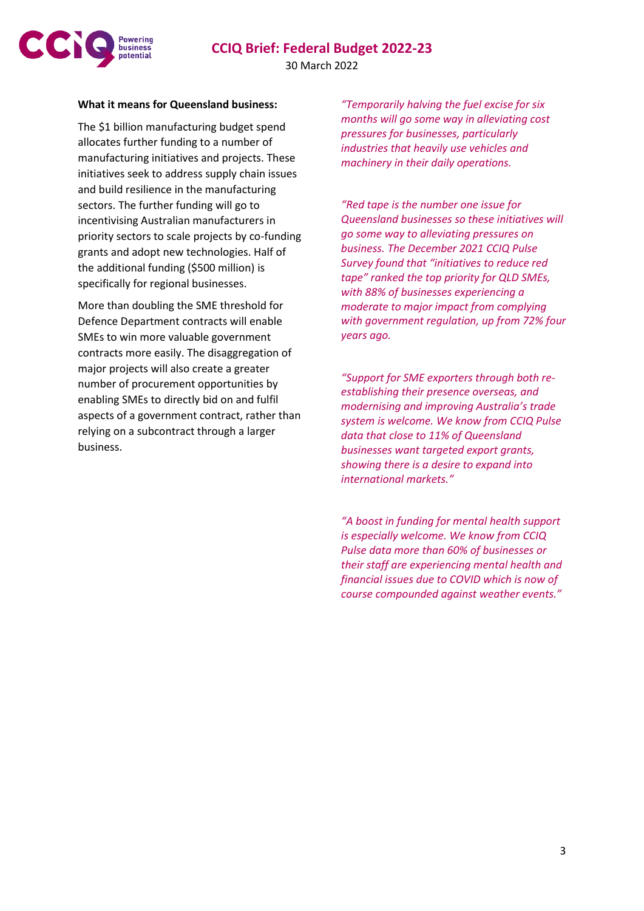**What it means for Queensland business:**

The $1 billion manufacturing budget spend allocates further funding to a number of manufacturing initiatives and projects. These initiatives seek to address supply chain issues and build resilience in the manufacturing sectors. The further funding will go to incentivising Australian manufacturers in priority sectors to scale projects by co-funding grants and adopt new technologies. Half of the additional funding ($500 million) is specifically for regional businesses.

More than doubling the SME threshold for Defence Department contracts will enable SMEs to win more valuable government contracts more easily. The disaggregation of major projects will also create a greater number of procurement opportunities by enabling SMEs to directly bid on and fulfil aspects of a government contract, rather than relying on a subcontract through a larger business.

*"Temporarily halving the fuel excise for six months will go some way in alleviating cost pressures for businesses, particularly industries that heavily use vehicles and machinery in their daily operations.*

*"Red tape is the number one issue for Queensland businesses so these initiatives will go some way to alleviating pressures on business. The December 2021 CCIQ Pulse Survey found that "initiatives to reduce red tape" ranked the top priority for QLD SMEs, with 88% of businesses experiencing a moderate to major impact from complying with government regulation, up from 72% four years ago.*

*"Support for SME exporters through both re-establishing their presence overseas, and modernising and improving Australia's trade system is welcome. We know from CCIQ Pulse data that close to 11% of Queensland businesses want targeted export grants, showing there is a desire to expand into international markets."*

*"A boost in funding for mental health support is especially welcome. We know from CCIQ Pulse data more than 60% of businesses or their staff are experiencing mental health and financial issues due to COVID which is now of course compounded against weather events."*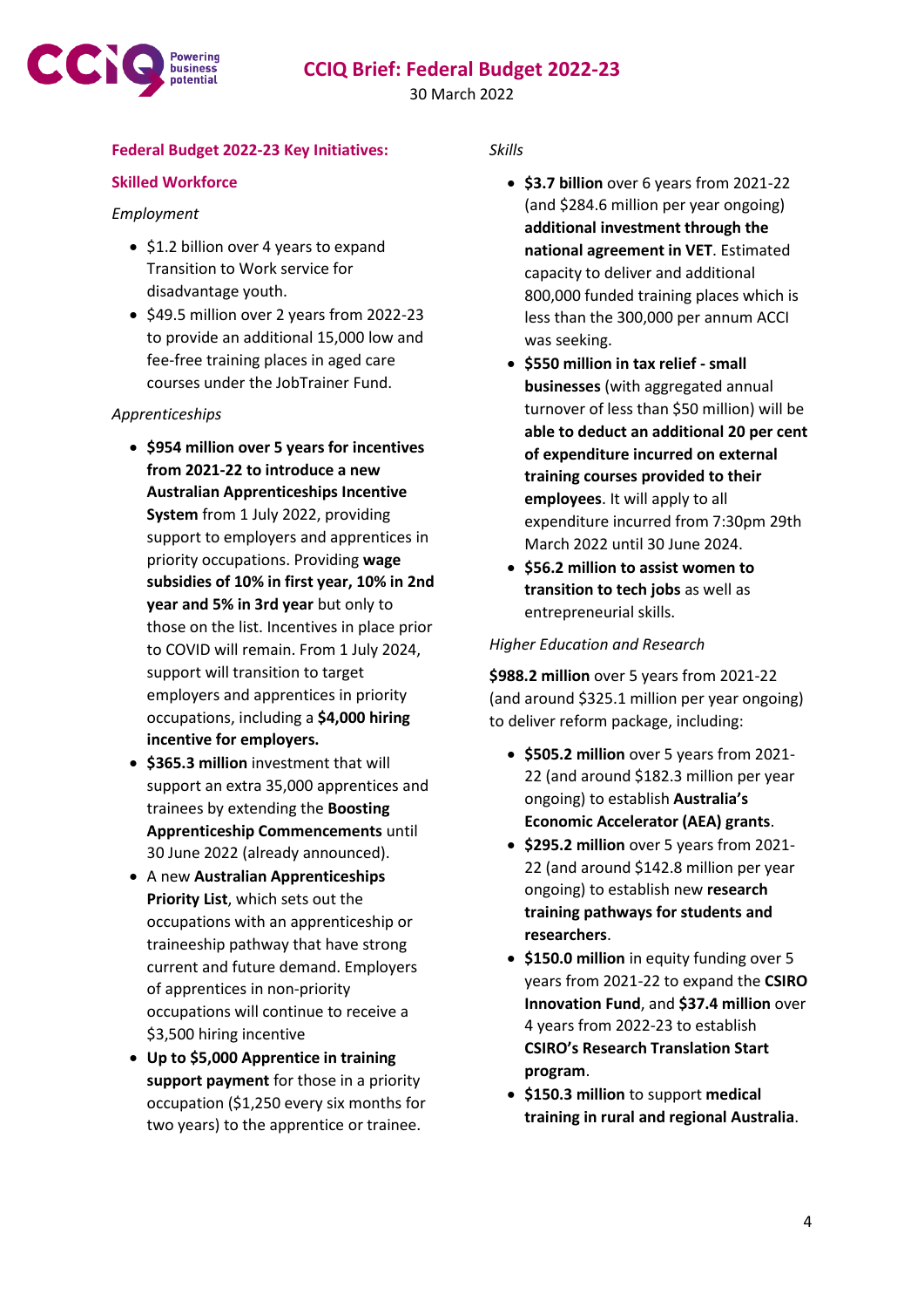## Federal Budget 2022-23 Key Initiatives:

### Skilled Workforce

*Employment*

- $1.2 billion over 4 years to expand Transition to Work service for disadvantage youth.
- $49.5 million over 2 years from 2022-23 to provide an additional 15,000 low and fee-free training places in aged care courses under the JobTrainer Fund.

*Apprenticeships*

- **$954 million over 5 years for incentives from 2021-22 to introduce a new Australian Apprenticeships Incentive System** from 1 July 2022, providing support to employers and apprentices in priority occupations. Providing **wage subsidies of 10% in first year, 10% in 2nd year and 5% in 3rd year** but only to those on the list. Incentives in place prior to COVID will remain. From 1 July 2024, support will transition to target employers and apprentices in priority occupations, including a **$4,000 hiring incentive for employers.**
- **$365.3 million** investment that will support an extra 35,000 apprentices and trainees by extending the **Boosting Apprenticeship Commencements** until 30 June 2022 (already announced).
- A new **Australian Apprenticeships Priority List**, which sets out the occupations with an apprenticeship or traineeship pathway that have strong current and future demand. Employers of apprentices in non-priority occupations will continue to receive a $3,500 hiring incentive
- **Up to $5,000 Apprentice in training support payment** for those in a priority occupation ($1,250 every six months for two years) to the apprentice or trainee.

*Skills*

- **$3.7 billion** over 6 years from 2021-22 (and $284.6 million per year ongoing) **additional investment through the national agreement in VET**. Estimated capacity to deliver and additional 800,000 funded training places which is less than the 300,000 per annum ACCI was seeking.
- **$550 million in tax relief - small businesses** (with aggregated annual turnover of less than $50 million) will be **able to deduct an additional 20 per cent of expenditure incurred on external training courses provided to their employees**. It will apply to all expenditure incurred from 7:30pm 29th March 2022 until 30 June 2024.
- **$56.2 million to assist women to transition to tech jobs** as well as entrepreneurial skills.

*Higher Education and Research*

**$988.2 million** over 5 years from 2021-22 (and around $325.1 million per year ongoing) to deliver reform package, including:

- **$505.2 million** over 5 years from 2021-22 (and around $182.3 million per year ongoing) to establish **Australia's Economic Accelerator (AEA) grants**.
- **$295.2 million** over 5 years from 2021-22 (and around $142.8 million per year ongoing) to establish new **research training pathways for students and researchers**.
- **$150.0 million** in equity funding over 5 years from 2021-22 to expand the **CSIRO Innovation Fund**, and **$37.4 million** over 4 years from 2022-23 to establish **CSIRO's Research Translation Start program**.
- **$150.3 million** to support **medical training in rural and regional Australia**.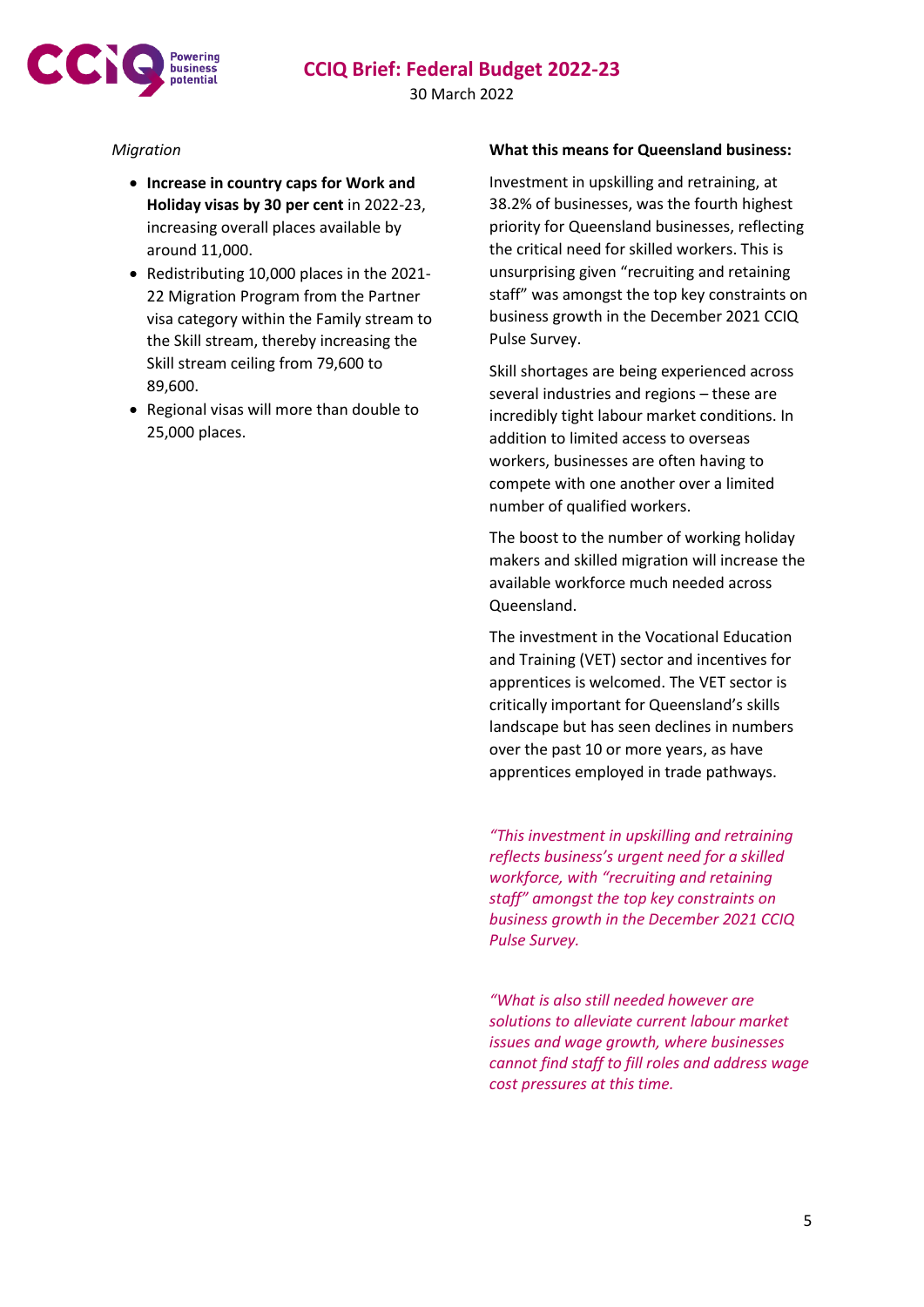*Migration*

- **Increase in country caps for Work and Holiday visas by 30 per cent** in 2022-23, increasing overall places available by around 11,000.
- Redistributing 10,000 places in the 2021-22 Migration Program from the Partner visa category within the Family stream to the Skill stream, thereby increasing the Skill stream ceiling from 79,600 to 89,600.
- Regional visas will more than double to 25,000 places.

**What this means for Queensland business:**

Investment in upskilling and retraining, at 38.2% of businesses, was the fourth highest priority for Queensland businesses, reflecting the critical need for skilled workers. This is unsurprising given "recruiting and retaining staff" was amongst the top key constraints on business growth in the December 2021 CCIQ Pulse Survey.

Skill shortages are being experienced across several industries and regions – these are incredibly tight labour market conditions. In addition to limited access to overseas workers, businesses are often having to compete with one another over a limited number of qualified workers.

The boost to the number of working holiday makers and skilled migration will increase the available workforce much needed across Queensland.

The investment in the Vocational Education and Training (VET) sector and incentives for apprentices is welcomed. The VET sector is critically important for Queensland's skills landscape but has seen declines in numbers over the past 10 or more years, as have apprentices employed in trade pathways.

*"This investment in upskilling and retraining reflects business's urgent need for a skilled workforce, with "recruiting and retaining staff" amongst the top key constraints on business growth in the December 2021 CCIQ Pulse Survey.*

*"What is also still needed however are solutions to alleviate current labour market issues and wage growth, where businesses cannot find staff to fill roles and address wage cost pressures at this time.*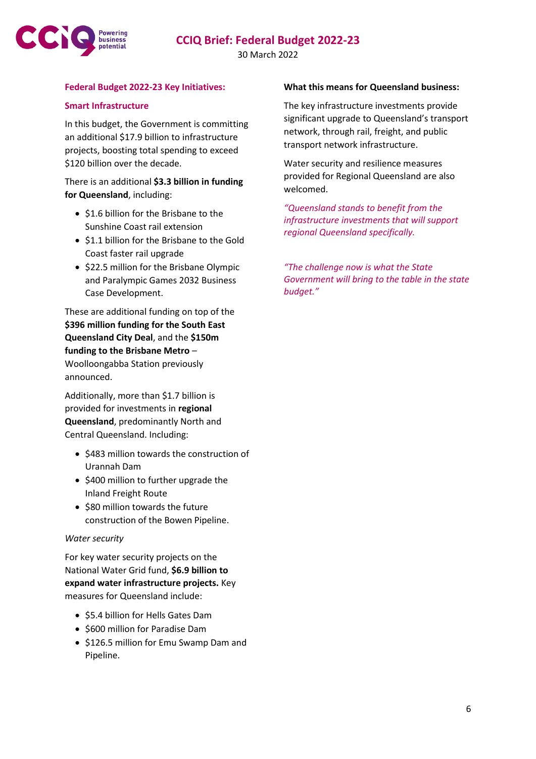## Federal Budget 2022-23 Key Initiatives:

### Smart Infrastructure

In this budget, the Government is committing an additional $17.9 billion to infrastructure projects, boosting total spending to exceed $120 billion over the decade.

There is an additional **$3.3 billion in funding for Queensland**, including:

- $1.6 billion for the Brisbane to the Sunshine Coast rail extension
- $1.1 billion for the Brisbane to the Gold Coast faster rail upgrade
- $22.5 million for the Brisbane Olympic and Paralympic Games 2032 Business Case Development.

These are additional funding on top of the **$396 million funding for the South East Queensland City Deal**, and the **$150m funding to the Brisbane Metro** – Woolloongabba Station previously announced.

Additionally, more than $1.7 billion is provided for investments in **regional Queensland**, predominantly North and Central Queensland. Including:

- $483 million towards the construction of Urannah Dam
- $400 million to further upgrade the Inland Freight Route
- $80 million towards the future construction of the Bowen Pipeline.

*Water security*

For key water security projects on the National Water Grid fund, **$6.9 billion to expand water infrastructure projects.** Key measures for Queensland include:

- $5.4 billion for Hells Gates Dam
- $600 million for Paradise Dam
- $126.5 million for Emu Swamp Dam and Pipeline.

**What this means for Queensland business:**

The key infrastructure investments provide significant upgrade to Queensland's transport network, through rail, freight, and public transport network infrastructure.

Water security and resilience measures provided for Regional Queensland are also welcomed.

*"Queensland stands to benefit from the infrastructure investments that will support regional Queensland specifically.*

*"The challenge now is what the State Government will bring to the table in the state budget."*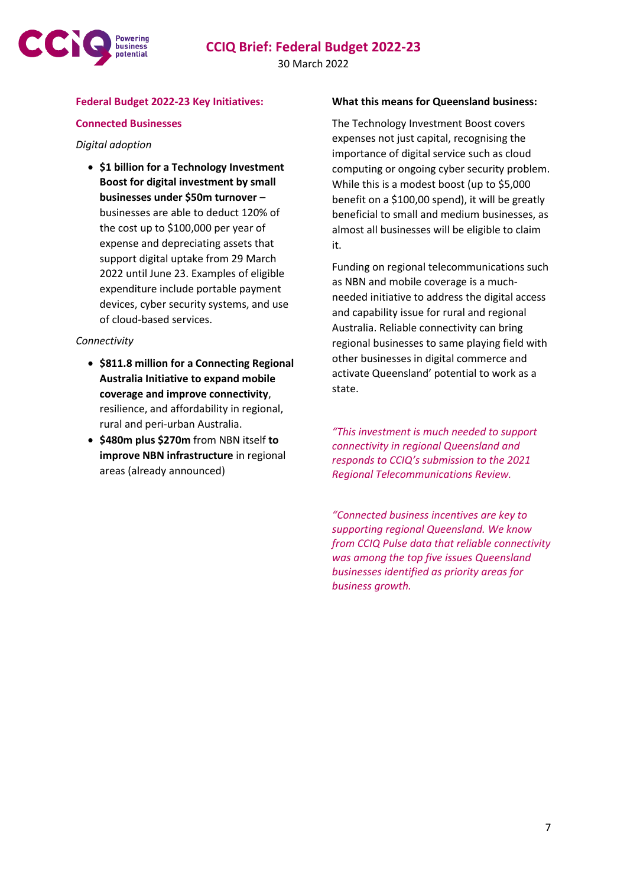### Federal Budget 2022-23 Key Initiatives:

#### Connected Businesses

*Digital adoption*

- **$1 billion for a Technology Investment Boost for digital investment by small businesses under $50m turnover** – businesses are able to deduct 120% of the cost up to $100,000 per year of expense and depreciating assets that support digital uptake from 29 March 2022 until June 23. Examples of eligible expenditure include portable payment devices, cyber security systems, and use of cloud-based services.

*Connectivity*

- **$811.8 million for a Connecting Regional Australia Initiative to expand mobile coverage and improve connectivity**, resilience, and affordability in regional, rural and peri-urban Australia.
- **$480m plus $270m** from NBN itself **to improve NBN infrastructure** in regional areas (already announced)

### What this means for Queensland business:

The Technology Investment Boost covers expenses not just capital, recognising the importance of digital service such as cloud computing or ongoing cyber security problem. While this is a modest boost (up to $5,000 benefit on a $100,00 spend), it will be greatly beneficial to small and medium businesses, as almost all businesses will be eligible to claim it.

Funding on regional telecommunications such as NBN and mobile coverage is a much-needed initiative to address the digital access and capability issue for rural and regional Australia. Reliable connectivity can bring regional businesses to same playing field with other businesses in digital commerce and activate Queensland' potential to work as a state.

*"This investment is much needed to support connectivity in regional Queensland and responds to CCIQ's submission to the 2021 Regional Telecommunications Review.*

*"Connected business incentives are key to supporting regional Queensland. We know from CCIQ Pulse data that reliable connectivity was among the top five issues Queensland businesses identified as priority areas for business growth.*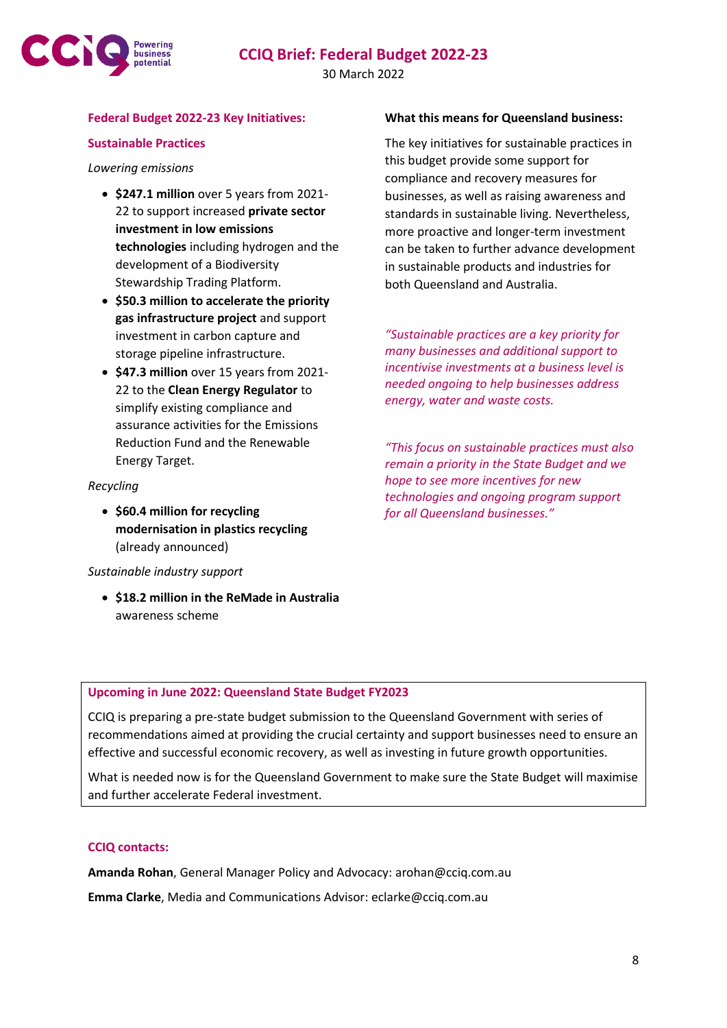**Federal Budget 2022-23 Key Initiatives:**

**Sustainable Practices**

*Lowering emissions*

- **$247.1 million** over 5 years from 2021-22 to support increased **private sector investment in low emissions technologies** including hydrogen and the development of a Biodiversity Stewardship Trading Platform.
- **$50.3 million to accelerate the priority gas infrastructure project** and support investment in carbon capture and storage pipeline infrastructure.
- **$47.3 million** over 15 years from 2021-22 to the **Clean Energy Regulator** to simplify existing compliance and assurance activities for the Emissions Reduction Fund and the Renewable Energy Target.

*Recycling*

- **$60.4 million for recycling modernisation in plastics recycling** (already announced)

*Sustainable industry support*

- **$18.2 million in the ReMade in Australia** awareness scheme

**What this means for Queensland business:**

The key initiatives for sustainable practices in this budget provide some support for compliance and recovery measures for businesses, as well as raising awareness and standards in sustainable living. Nevertheless, more proactive and longer-term investment can be taken to further advance development in sustainable products and industries for both Queensland and Australia.

*"Sustainable practices are a key priority for many businesses and additional support to incentivise investments at a business level is needed ongoing to help businesses address energy, water and waste costs.*

*"This focus on sustainable practices must also remain a priority in the State Budget and we hope to see more incentives for new technologies and ongoing program support for all Queensland businesses."*

**Upcoming in June 2022: Queensland State Budget FY2023**

CCIQ is preparing a pre-state budget submission to the Queensland Government with series of recommendations aimed at providing the crucial certainty and support businesses need to ensure an effective and successful economic recovery, as well as investing in future growth opportunities.

What is needed now is for the Queensland Government to make sure the State Budget will maximise and further accelerate Federal investment.

**CCIQ contacts:**

**Amanda Rohan**, General Manager Policy and Advocacy: arohan@cciq.com.au

**Emma Clarke**, Media and Communications Advisor: eclarke@cciq.com.au